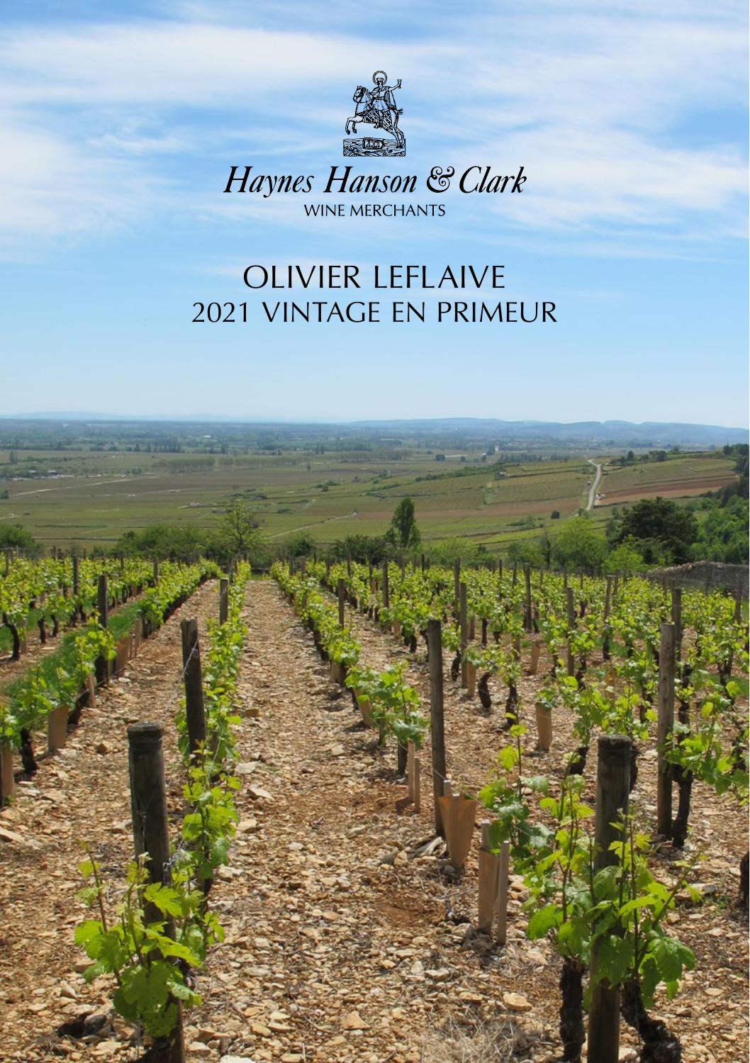Haynes Hanson & Clark

WINE MERCHANTS

# OLIVIER LEFLAIVE
## 2021 VINTAGE EN PRIMEUR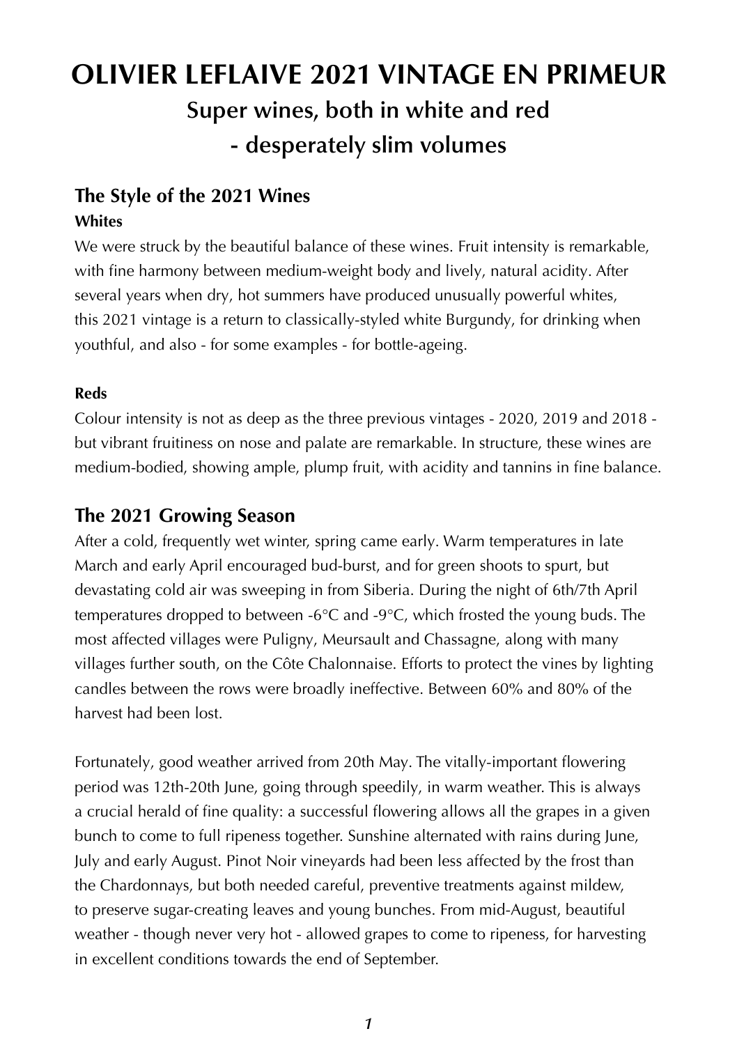# OLIVIER LEFLAIVE 2021 VINTAGE EN PRIMEUR

## Super wines, both in white and red - desperately slim volumes

## The Style of the 2021 Wines

### Whites

We were struck by the beautiful balance of these wines. Fruit intensity is remarkable, with fine harmony between medium-weight body and lively, natural acidity. After several years when dry, hot summers have produced unusually powerful whites, this 2021 vintage is a return to classically-styled white Burgundy, for drinking when youthful, and also - for some examples - for bottle-ageing.

### Reds

Colour intensity is not as deep as the three previous vintages - 2020, 2019 and 2018 - but vibrant fruitiness on nose and palate are remarkable. In structure, these wines are medium-bodied, showing ample, plump fruit, with acidity and tannins in fine balance.

## The 2021 Growing Season

After a cold, frequently wet winter, spring came early. Warm temperatures in late March and early April encouraged bud-burst, and for green shoots to spurt, but devastating cold air was sweeping in from Siberia. During the night of 6th/7th April temperatures dropped to between -6°C and -9°C, which frosted the young buds. The most affected villages were Puligny, Meursault and Chassagne, along with many villages further south, on the Côte Chalonnaise. Efforts to protect the vines by lighting candles between the rows were broadly ineffective. Between 60% and 80% of the harvest had been lost.

Fortunately, good weather arrived from 20th May. The vitally-important flowering period was 12th-20th June, going through speedily, in warm weather. This is always a crucial herald of fine quality: a successful flowering allows all the grapes in a given bunch to come to full ripeness together. Sunshine alternated with rains during June, July and early August. Pinot Noir vineyards had been less affected by the frost than the Chardonnays, but both needed careful, preventive treatments against mildew, to preserve sugar-creating leaves and young bunches. From mid-August, beautiful weather - though never very hot - allowed grapes to come to ripeness, for harvesting in excellent conditions towards the end of September.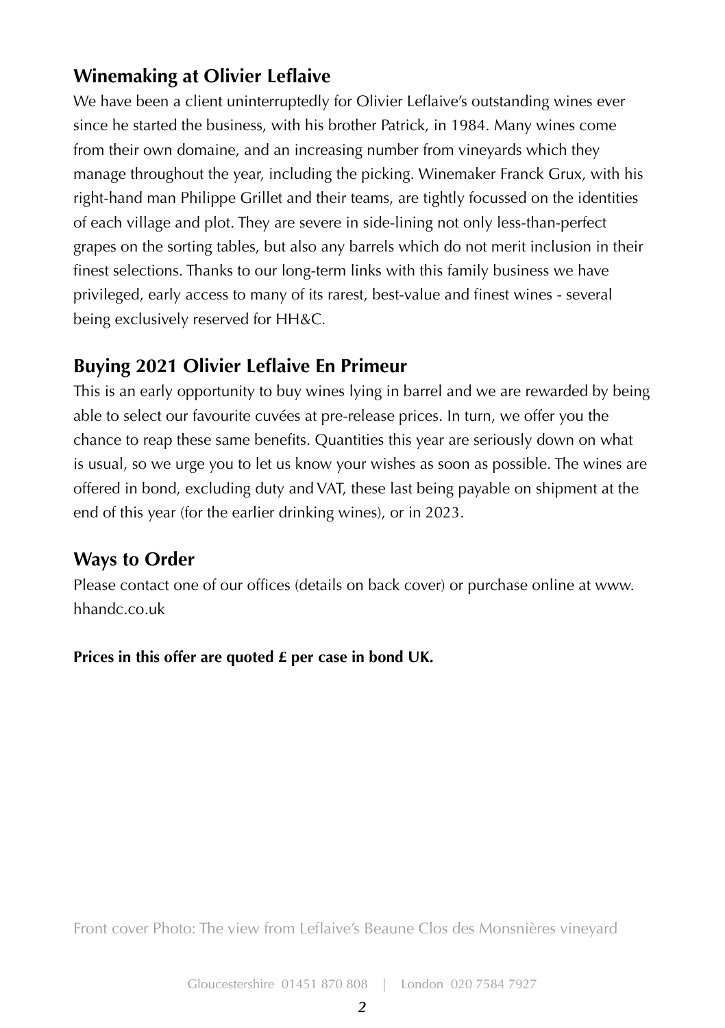## Winemaking at Olivier Leflaive

We have been a client uninterruptedly for Olivier Leflaive's outstanding wines ever since he started the business, with his brother Patrick, in 1984. Many wines come from their own domaine, and an increasing number from vineyards which they manage throughout the year, including the picking. Winemaker Franck Grux, with his right-hand man Philippe Grillet and their teams, are tightly focussed on the identities of each village and plot. They are severe in side-lining not only less-than-perfect grapes on the sorting tables, but also any barrels which do not merit inclusion in their finest selections. Thanks to our long-term links with this family business we have privileged, early access to many of its rarest, best-value and finest wines - several being exclusively reserved for HH&C.

## Buying 2021 Olivier Leflaive En Primeur

This is an early opportunity to buy wines lying in barrel and we are rewarded by being able to select our favourite cuvées at pre-release prices. In turn, we offer you the chance to reap these same benefits. Quantities this year are seriously down on what is usual, so we urge you to let us know your wishes as soon as possible. The wines are offered in bond, excluding duty and VAT, these last being payable on shipment at the end of this year (for the earlier drinking wines), or in 2023.

## Ways to Order

Please contact one of our offices (details on back cover) or purchase online at www.hhandc.co.uk

**Prices in this offer are quoted £ per case in bond UK.**

Front cover Photo: The view from Leflaive's Beaune Clos des Monsnières vineyard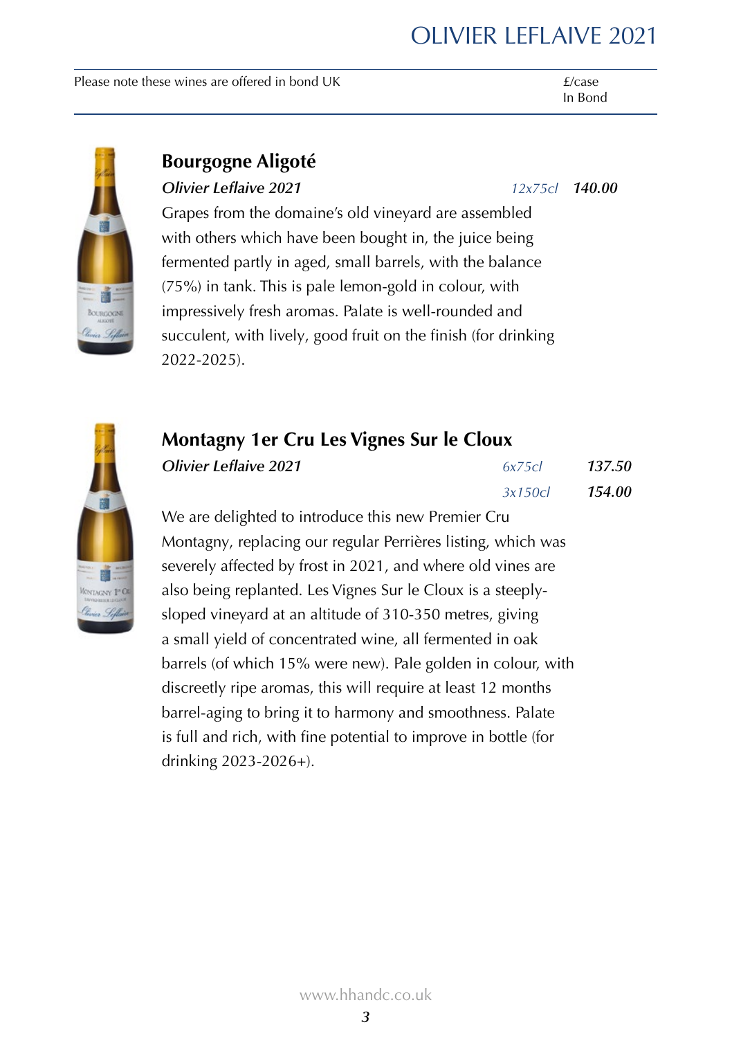# OLIVIER LEFLAIVE 2021

Please note these wines are offered in bond UK — £/case In Bond

## Bourgogne Aligoté

***Olivier Leflaive 2021*** — *12x75cl* — ***140.00***

Grapes from the domaine's old vineyard are assembled with others which have been bought in, the juice being fermented partly in aged, small barrels, with the balance (75%) in tank. This is pale lemon-gold in colour, with impressively fresh aromas. Palate is well-rounded and succulent, with lively, good fruit on the finish (for drinking 2022-2025).

## Montagny 1er Cru Les Vignes Sur le Cloux

***Olivier Leflaive 2021***

| | |
|---|---|
| *6x75cl* | ***137.50*** |
| *3x150cl* | ***154.00*** |

We are delighted to introduce this new Premier Cru Montagny, replacing our regular Perrières listing, which was severely affected by frost in 2021, and where old vines are also being replanted. Les Vignes Sur le Cloux is a steeply-sloped vineyard at an altitude of 310-350 metres, giving a small yield of concentrated wine, all fermented in oak barrels (of which 15% were new). Pale golden in colour, with discreetly ripe aromas, this will require at least 12 months barrel-aging to bring it to harmony and smoothness. Palate is full and rich, with fine potential to improve in bottle (for drinking 2023-2026+).

www.hhandc.co.uk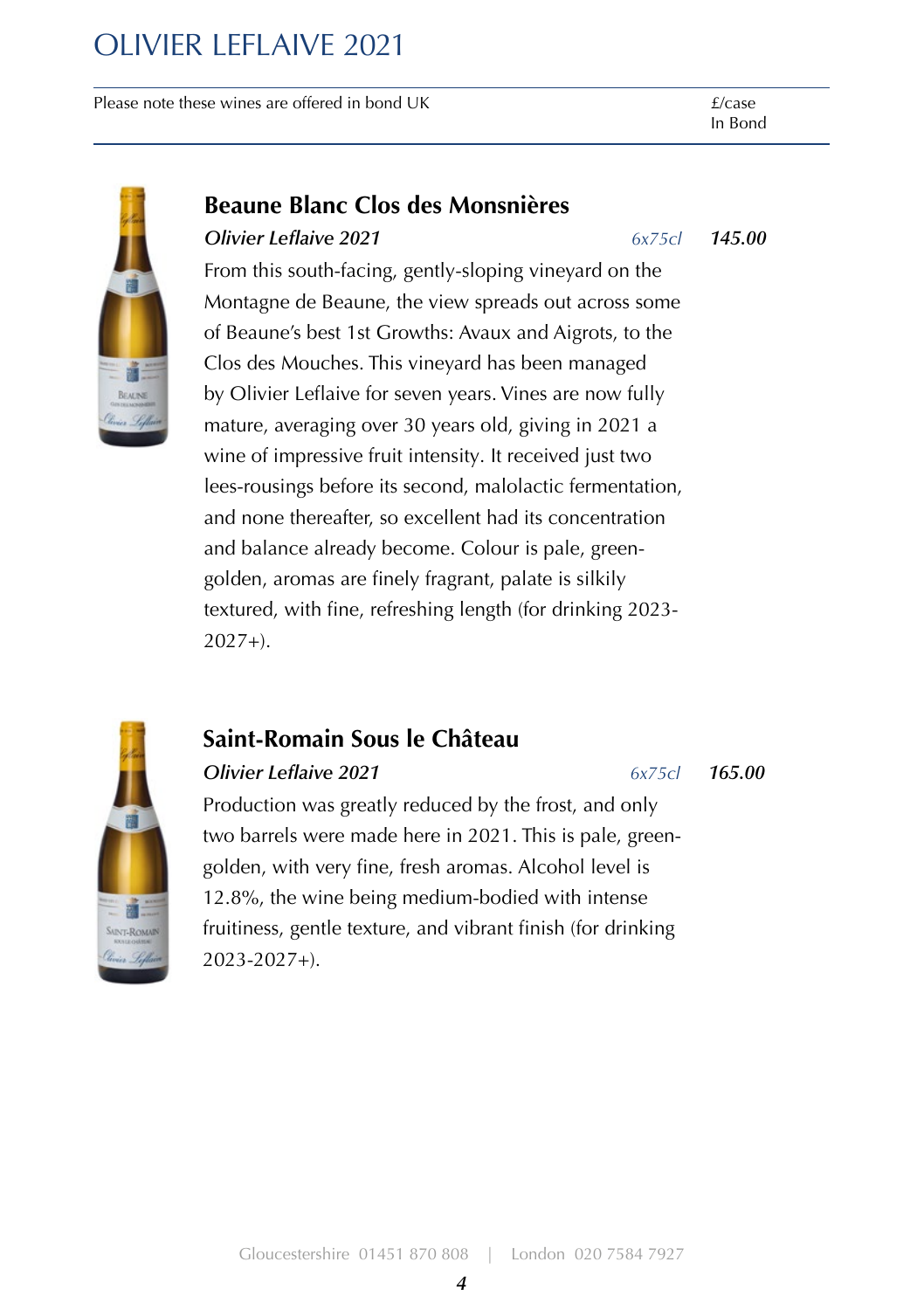# OLIVIER LEFLAIVE 2021

Please note these wines are offered in bond UK — £/case In Bond

## Beaune Blanc Clos des Monsnières

***Olivier Leflaive 2021*** — *6x75cl* — ***145.00***

From this south-facing, gently-sloping vineyard on the Montagne de Beaune, the view spreads out across some of Beaune's best 1st Growths: Avaux and Aigrots, to the Clos des Mouches. This vineyard has been managed by Olivier Leflaive for seven years. Vines are now fully mature, averaging over 30 years old, giving in 2021 a wine of impressive fruit intensity. It received just two lees-rousings before its second, malolactic fermentation, and none thereafter, so excellent had its concentration and balance already become. Colour is pale, green-golden, aromas are finely fragrant, palate is silkily textured, with fine, refreshing length (for drinking 2023-2027+).

## Saint-Romain Sous le Château

***Olivier Leflaive 2021*** — *6x75cl* — ***165.00***

Production was greatly reduced by the frost, and only two barrels were made here in 2021. This is pale, green-golden, with very fine, fresh aromas. Alcohol level is 12.8%, the wine being medium-bodied with intense fruitiness, gentle texture, and vibrant finish (for drinking 2023-2027+).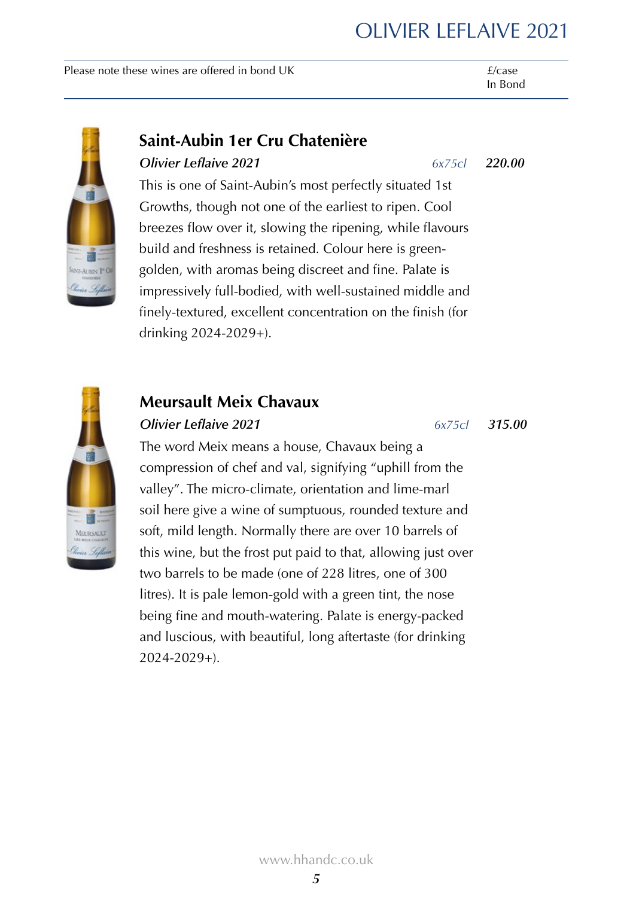Please note these wines are offered in bond UK — £/case In Bond

## Saint-Aubin 1er Cru Chatenière

***Olivier Leflaive 2021*** *6x75cl* ***220.00***

This is one of Saint-Aubin's most perfectly situated 1st Growths, though not one of the earliest to ripen. Cool breezes flow over it, slowing the ripening, while flavours build and freshness is retained. Colour here is green-golden, with aromas being discreet and fine. Palate is impressively full-bodied, with well-sustained middle and finely-textured, excellent concentration on the finish (for drinking 2024-2029+).

## Meursault Meix Chavaux

***Olivier Leflaive 2021*** *6x75cl* ***315.00***

The word Meix means a house, Chavaux being a compression of chef and val, signifying "uphill from the valley". The micro-climate, orientation and lime-marl soil here give a wine of sumptuous, rounded texture and soft, mild length. Normally there are over 10 barrels of this wine, but the frost put paid to that, allowing just over two barrels to be made (one of 228 litres, one of 300 litres). It is pale lemon-gold with a green tint, the nose being fine and mouth-watering. Palate is energy-packed and luscious, with beautiful, long aftertaste (for drinking 2024-2029+).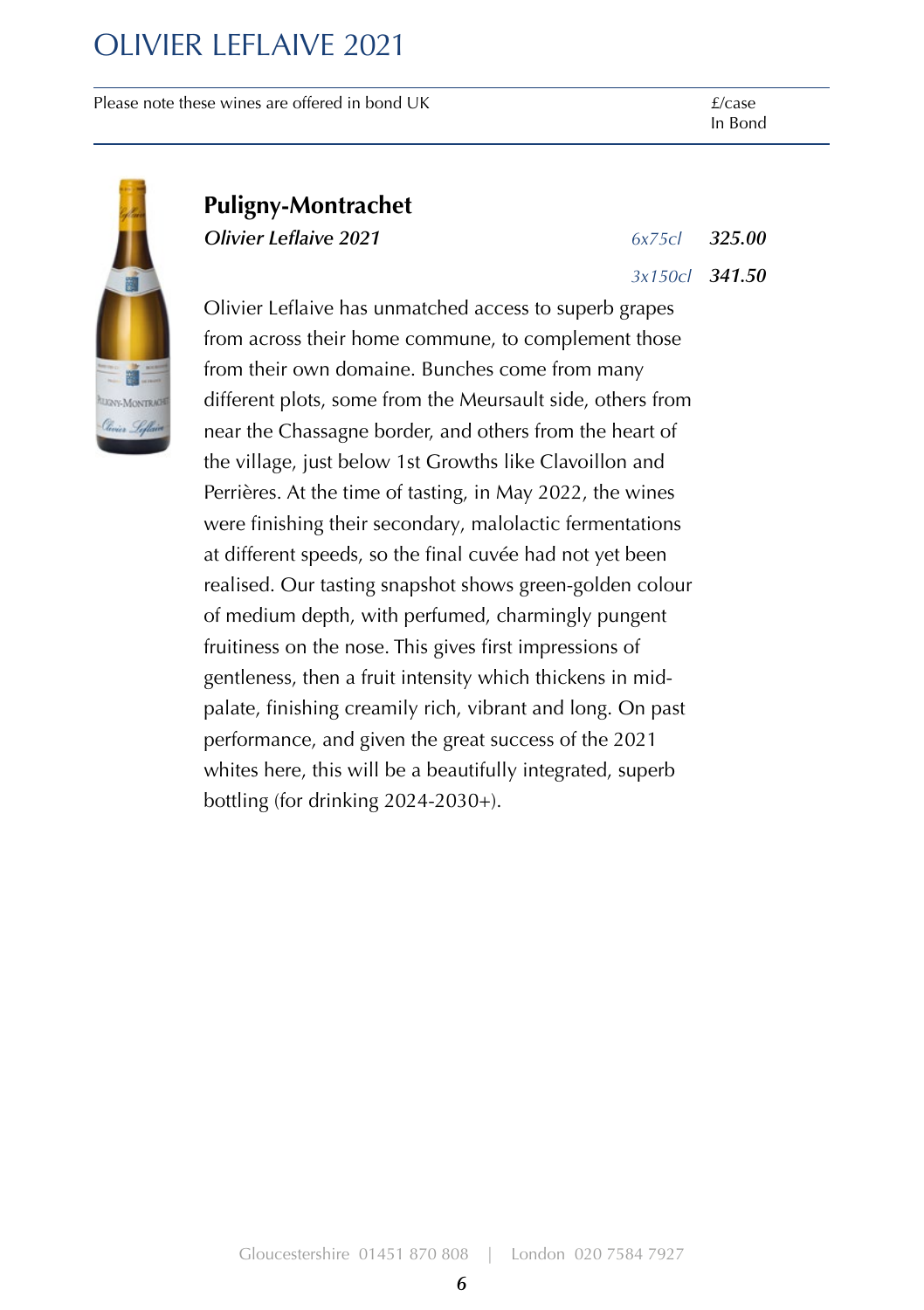# OLIVIER LEFLAIVE 2021

| Please note these wines are offered in bond UK | | £/case In Bond |
|---|---|---|

## Puligny-Montrachet

| *Olivier Leflaive 2021* | *6x75cl* | ***325.00*** |
|---|---|---|
| | *3x150cl* | ***341.50*** |

Olivier Leflaive has unmatched access to superb grapes from across their home commune, to complement those from their own domaine. Bunches come from many different plots, some from the Meursault side, others from near the Chassagne border, and others from the heart of the village, just below 1st Growths like Clavoillon and Perrières. At the time of tasting, in May 2022, the wines were finishing their secondary, malolactic fermentations at different speeds, so the final cuvée had not yet been realised. Our tasting snapshot shows green-golden colour of medium depth, with perfumed, charmingly pungent fruitiness on the nose. This gives first impressions of gentleness, then a fruit intensity which thickens in mid-palate, finishing creamily rich, vibrant and long. On past performance, and given the great success of the 2021 whites here, this will be a beautifully integrated, superb bottling (for drinking 2024-2030+).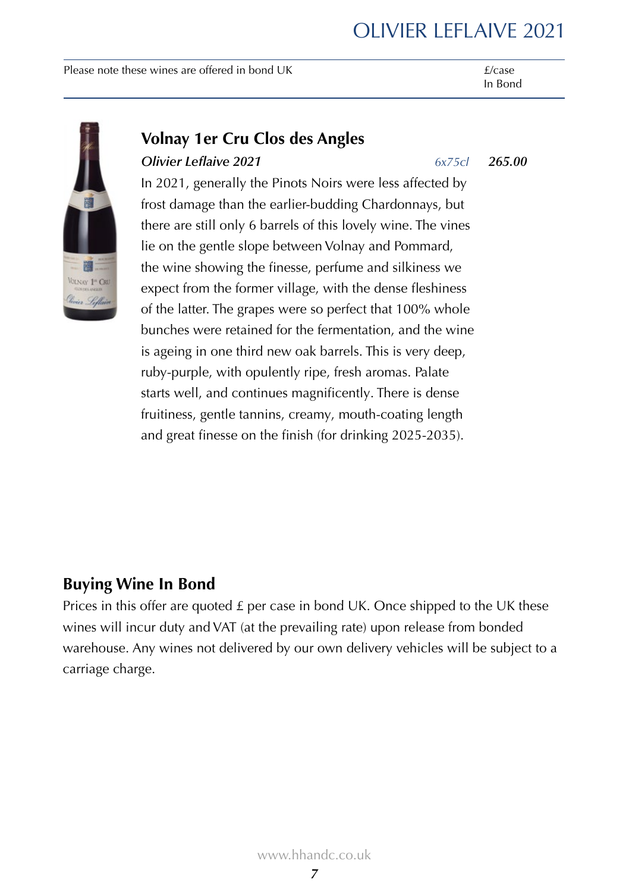Please note these wines are offered in bond UK — £/case In Bond

## Volnay 1er Cru Clos des Angles

***Olivier Leflaive 2021*** *6x75cl* ***265.00***

In 2021, generally the Pinots Noirs were less affected by frost damage than the earlier-budding Chardonnays, but there are still only 6 barrels of this lovely wine. The vines lie on the gentle slope between Volnay and Pommard, the wine showing the finesse, perfume and silkiness we expect from the former village, with the dense fleshiness of the latter. The grapes were so perfect that 100% whole bunches were retained for the fermentation, and the wine is ageing in one third new oak barrels. This is very deep, ruby-purple, with opulently ripe, fresh aromas. Palate starts well, and continues magnificently. There is dense fruitiness, gentle tannins, creamy, mouth-coating length and great finesse on the finish (for drinking 2025-2035).

## Buying Wine In Bond

Prices in this offer are quoted £ per case in bond UK. Once shipped to the UK these wines will incur duty and VAT (at the prevailing rate) upon release from bonded warehouse. Any wines not delivered by our own delivery vehicles will be subject to a carriage charge.

www.hhandc.co.uk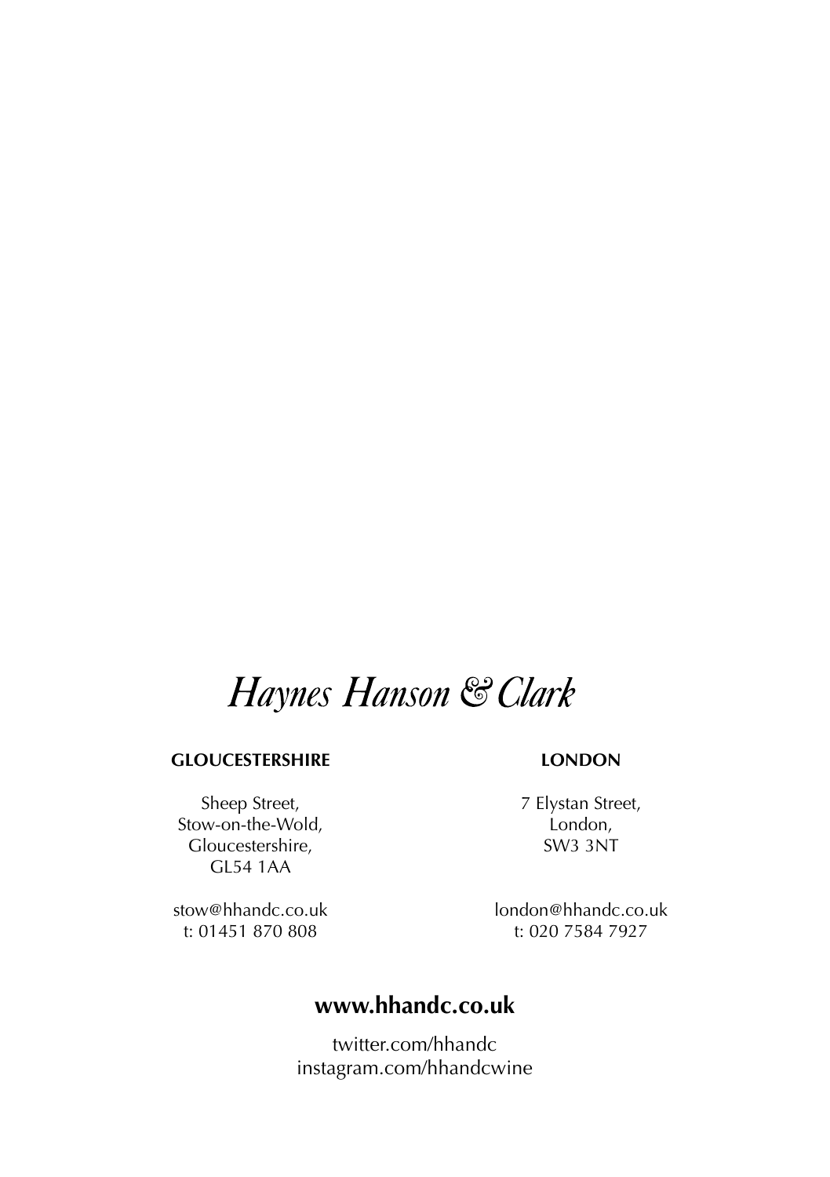*Haynes Hanson & Clark*

**GLOUCESTERSHIRE**

Sheep Street,
Stow-on-the-Wold,
Gloucestershire,
GL54 1AA

stow@hhandc.co.uk
t: 01451 870 808

**LONDON**

7 Elystan Street,
London,
SW3 3NT

london@hhandc.co.uk
t: 020 7584 7927

**www.hhandc.co.uk**

twitter.com/hhandc
instagram.com/hhandcwine